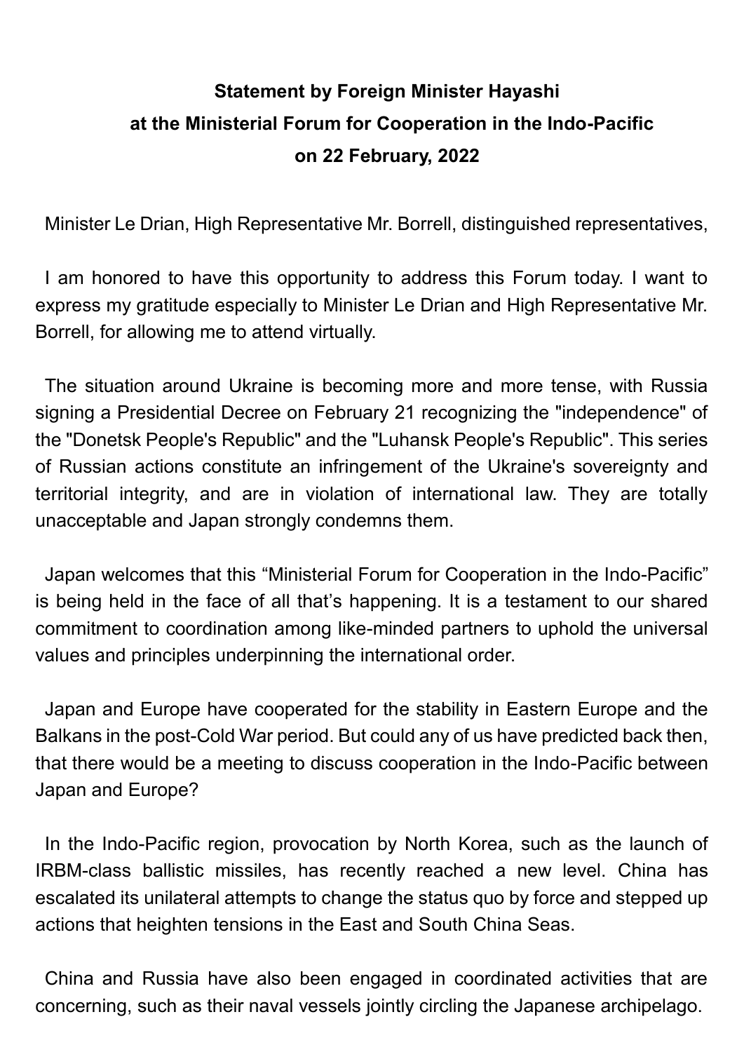# Statement by Foreign Minister Hayashi at the Ministerial Forum for Cooperation in the Indo-Pacific on 22 February, 2022

Minister Le Drian, High Representative Mr. Borrell, distinguished representatives,

I am honored to have this opportunity to address this Forum today. I want to express my gratitude especially to Minister Le Drian and High Representative Mr. Borrell, for allowing me to attend virtually.

The situation around Ukraine is becoming more and more tense, with Russia signing a Presidential Decree on February 21 recognizing the "independence" of the "Donetsk People's Republic" and the "Luhansk People's Republic". This series of Russian actions constitute an infringement of the Ukraine's sovereignty and territorial integrity, and are in violation of international law. They are totally unacceptable and Japan strongly condemns them.

Japan welcomes that this “Ministerial Forum for Cooperation in the Indo-Pacific” is being held in the face of all that’s happening. It is a testament to our shared commitment to coordination among like-minded partners to uphold the universal values and principles underpinning the international order.

Japan and Europe have cooperated for the stability in Eastern Europe and the Balkans in the post-Cold War period. But could any of us have predicted back then, that there would be a meeting to discuss cooperation in the Indo-Pacific between Japan and Europe?

In the Indo-Pacific region, provocation by North Korea, such as the launch of IRBM-class ballistic missiles, has recently reached a new level. China has escalated its unilateral attempts to change the status quo by force and stepped up actions that heighten tensions in the East and South China Seas.

China and Russia have also been engaged in coordinated activities that are concerning, such as their naval vessels jointly circling the Japanese archipelago.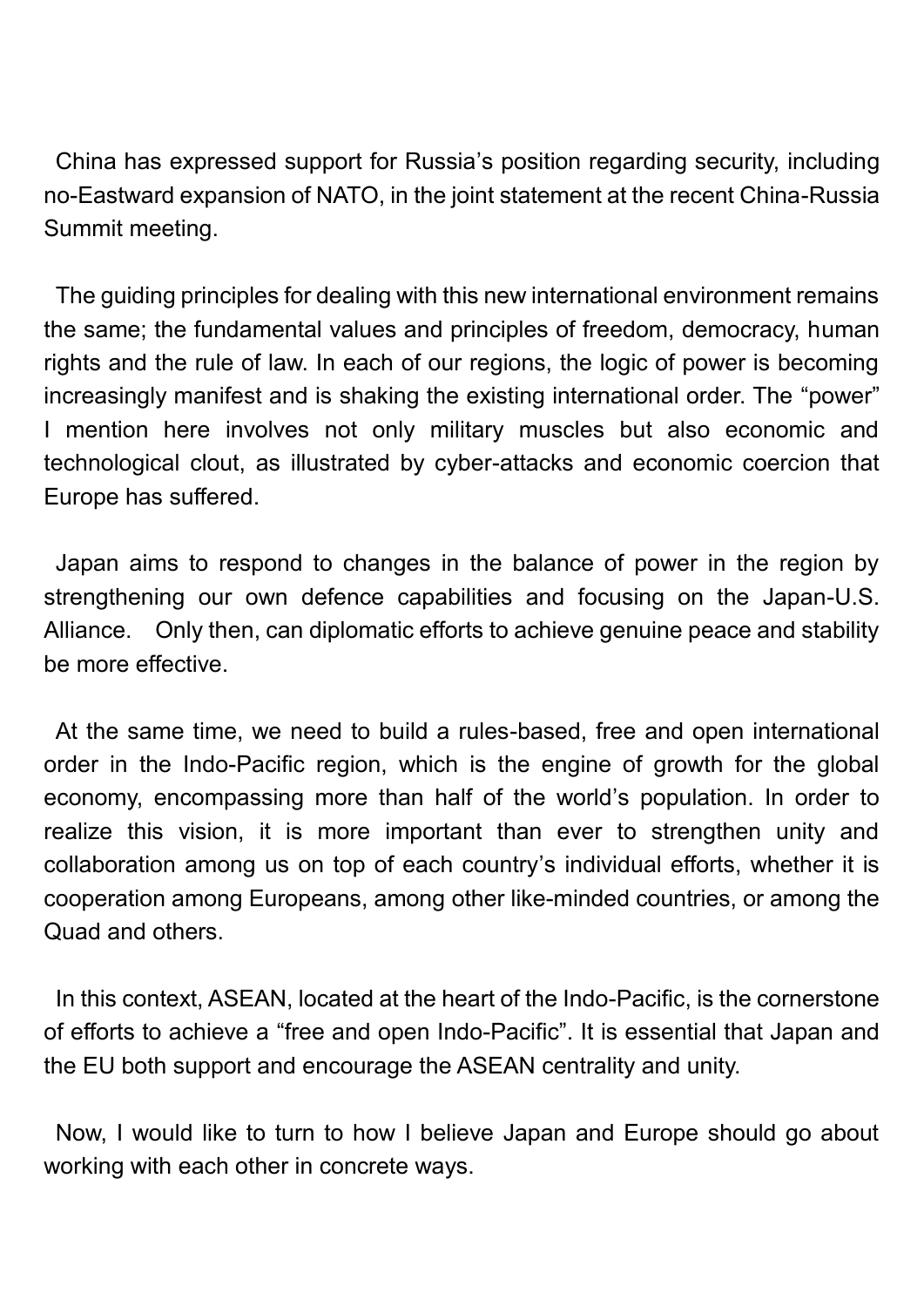China has expressed support for Russia's position regarding security, including no-Eastward expansion of NATO, in the joint statement at the recent China-Russia Summit meeting.

The guiding principles for dealing with this new international environment remains the same; the fundamental values and principles of freedom, democracy, human rights and the rule of law. In each of our regions, the logic of power is becoming increasingly manifest and is shaking the existing international order. The "power" I mention here involves not only military muscles but also economic and technological clout, as illustrated by cyber-attacks and economic coercion that Europe has suffered.

Japan aims to respond to changes in the balance of power in the region by strengthening our own defence capabilities and focusing on the Japan-U.S. Alliance.　Only then, can diplomatic efforts to achieve genuine peace and stability be more effective.

At the same time, we need to build a rules-based, free and open international order in the Indo-Pacific region, which is the engine of growth for the global economy, encompassing more than half of the world's population. In order to realize this vision, it is more important than ever to strengthen unity and collaboration among us on top of each country's individual efforts, whether it is cooperation among Europeans, among other like-minded countries, or among the Quad and others.

In this context, ASEAN, located at the heart of the Indo-Pacific, is the cornerstone of efforts to achieve a "free and open Indo-Pacific". It is essential that Japan and the EU both support and encourage the ASEAN centrality and unity.

Now, I would like to turn to how I believe Japan and Europe should go about working with each other in concrete ways.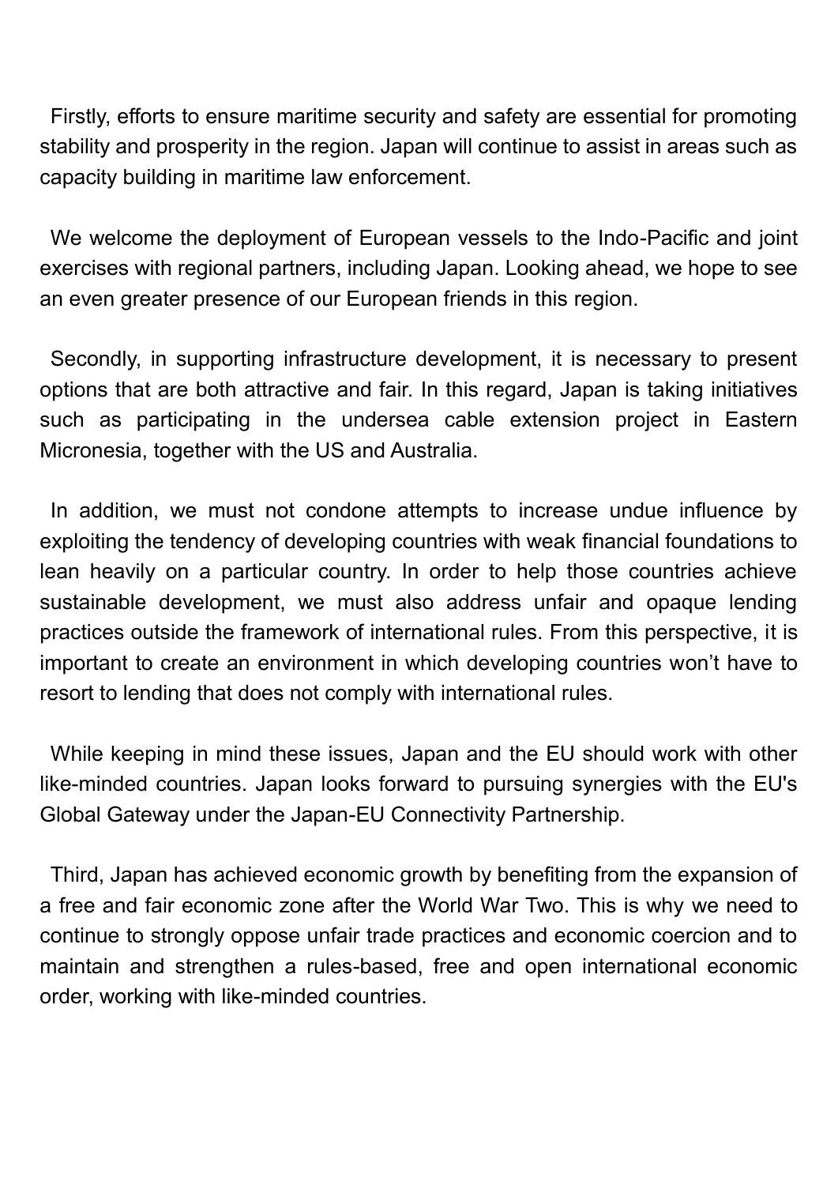Firstly, efforts to ensure maritime security and safety are essential for promoting stability and prosperity in the region. Japan will continue to assist in areas such as capacity building in maritime law enforcement.

We welcome the deployment of European vessels to the Indo-Pacific and joint exercises with regional partners, including Japan. Looking ahead, we hope to see an even greater presence of our European friends in this region.

Secondly, in supporting infrastructure development, it is necessary to present options that are both attractive and fair. In this regard, Japan is taking initiatives such as participating in the undersea cable extension project in Eastern Micronesia, together with the US and Australia.

In addition, we must not condone attempts to increase undue influence by exploiting the tendency of developing countries with weak financial foundations to lean heavily on a particular country. In order to help those countries achieve sustainable development, we must also address unfair and opaque lending practices outside the framework of international rules. From this perspective, it is important to create an environment in which developing countries won’t have to resort to lending that does not comply with international rules.

While keeping in mind these issues, Japan and the EU should work with other like-minded countries. Japan looks forward to pursuing synergies with the EU's Global Gateway under the Japan-EU Connectivity Partnership.

Third, Japan has achieved economic growth by benefiting from the expansion of a free and fair economic zone after the World War Two. This is why we need to continue to strongly oppose unfair trade practices and economic coercion and to maintain and strengthen a rules-based, free and open international economic order, working with like-minded countries.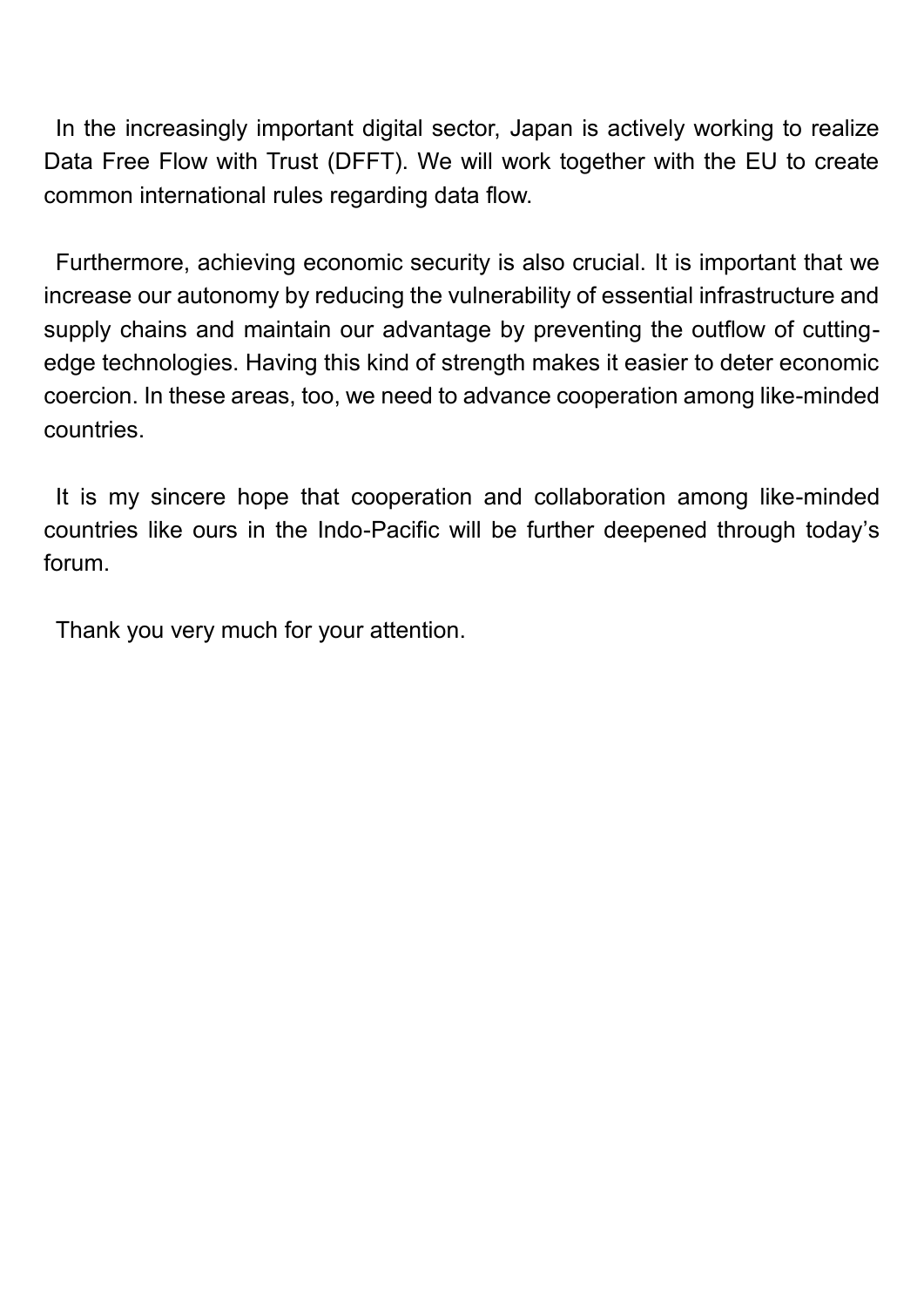In the increasingly important digital sector, Japan is actively working to realize Data Free Flow with Trust (DFFT). We will work together with the EU to create common international rules regarding data flow.

Furthermore, achieving economic security is also crucial. It is important that we increase our autonomy by reducing the vulnerability of essential infrastructure and supply chains and maintain our advantage by preventing the outflow of cutting-edge technologies. Having this kind of strength makes it easier to deter economic coercion. In these areas, too, we need to advance cooperation among like-minded countries.

It is my sincere hope that cooperation and collaboration among like-minded countries like ours in the Indo-Pacific will be further deepened through today’s forum.

Thank you very much for your attention.